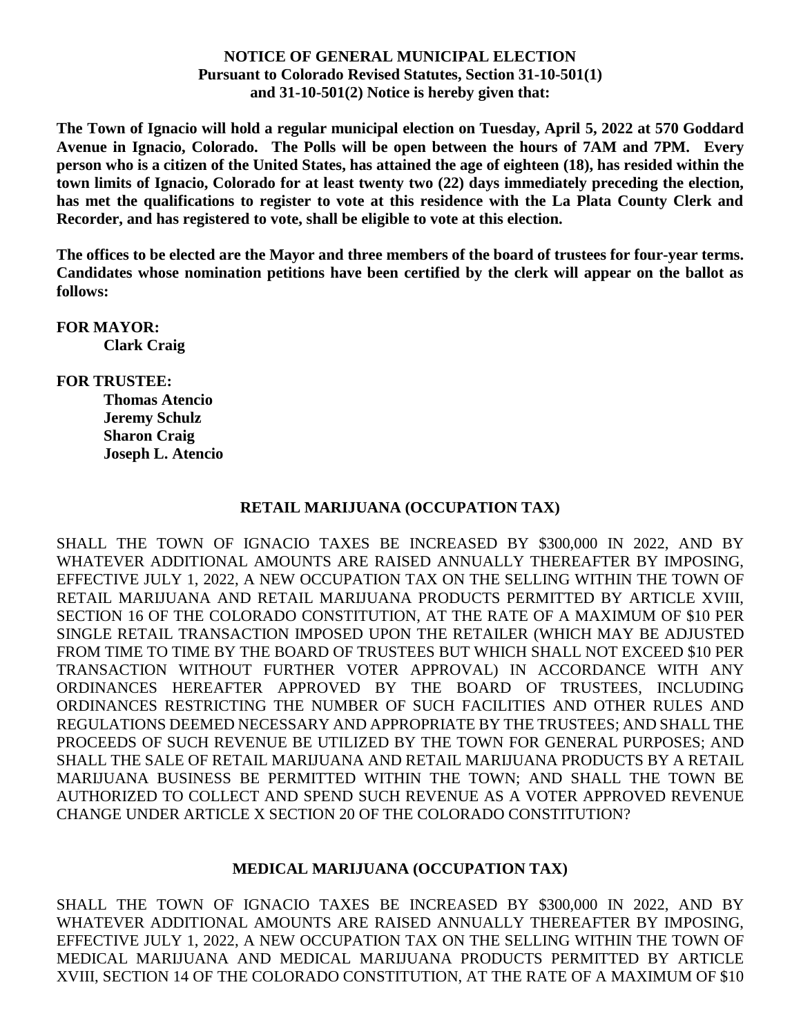**NOTICE OF GENERAL MUNICIPAL ELECTION**
**Pursuant to Colorado Revised Statutes, Section 31-10-501(1) and 31-10-501(2) Notice is hereby given that:**

**The Town of Ignacio will hold a regular municipal election on Tuesday, April 5, 2022 at 570 Goddard Avenue in Ignacio, Colorado. The Polls will be open between the hours of 7AM and 7PM. Every person who is a citizen of the United States, has attained the age of eighteen (18), has resided within the town limits of Ignacio, Colorado for at least twenty two (22) days immediately preceding the election, has met the qualifications to register to vote at this residence with the La Plata County Clerk and Recorder, and has registered to vote, shall be eligible to vote at this election.**

**The offices to be elected are the Mayor and three members of the board of trustees for four-year terms. Candidates whose nomination petitions have been certified by the clerk will appear on the ballot as follows:**

**FOR MAYOR:**
**Clark Craig**

**FOR TRUSTEE:**
**Thomas Atencio**
**Jeremy Schulz**
**Sharon Craig**
**Joseph L. Atencio**

**RETAIL MARIJUANA (OCCUPATION TAX)**

SHALL THE TOWN OF IGNACIO TAXES BE INCREASED BY $300,000 IN 2022, AND BY WHATEVER ADDITIONAL AMOUNTS ARE RAISED ANNUALLY THEREAFTER BY IMPOSING, EFFECTIVE JULY 1, 2022, A NEW OCCUPATION TAX ON THE SELLING WITHIN THE TOWN OF RETAIL MARIJUANA AND RETAIL MARIJUANA PRODUCTS PERMITTED BY ARTICLE XVIII, SECTION 16 OF THE COLORADO CONSTITUTION, AT THE RATE OF A MAXIMUM OF $10 PER SINGLE RETAIL TRANSACTION IMPOSED UPON THE RETAILER (WHICH MAY BE ADJUSTED FROM TIME TO TIME BY THE BOARD OF TRUSTEES BUT WHICH SHALL NOT EXCEED $10 PER TRANSACTION WITHOUT FURTHER VOTER APPROVAL) IN ACCORDANCE WITH ANY ORDINANCES HEREAFTER APPROVED BY THE BOARD OF TRUSTEES, INCLUDING ORDINANCES RESTRICTING THE NUMBER OF SUCH FACILITIES AND OTHER RULES AND REGULATIONS DEEMED NECESSARY AND APPROPRIATE BY THE TRUSTEES; AND SHALL THE PROCEEDS OF SUCH REVENUE BE UTILIZED BY THE TOWN FOR GENERAL PURPOSES; AND SHALL THE SALE OF RETAIL MARIJUANA AND RETAIL MARIJUANA PRODUCTS BY A RETAIL MARIJUANA BUSINESS BE PERMITTED WITHIN THE TOWN; AND SHALL THE TOWN BE AUTHORIZED TO COLLECT AND SPEND SUCH REVENUE AS A VOTER APPROVED REVENUE CHANGE UNDER ARTICLE X SECTION 20 OF THE COLORADO CONSTITUTION?

**MEDICAL MARIJUANA (OCCUPATION TAX)**

SHALL THE TOWN OF IGNACIO TAXES BE INCREASED BY $300,000 IN 2022, AND BY WHATEVER ADDITIONAL AMOUNTS ARE RAISED ANNUALLY THEREAFTER BY IMPOSING, EFFECTIVE JULY 1, 2022, A NEW OCCUPATION TAX ON THE SELLING WITHIN THE TOWN OF MEDICAL MARIJUANA AND MEDICAL MARIJUANA PRODUCTS PERMITTED BY ARTICLE XVIII, SECTION 14 OF THE COLORADO CONSTITUTION, AT THE RATE OF A MAXIMUM OF $10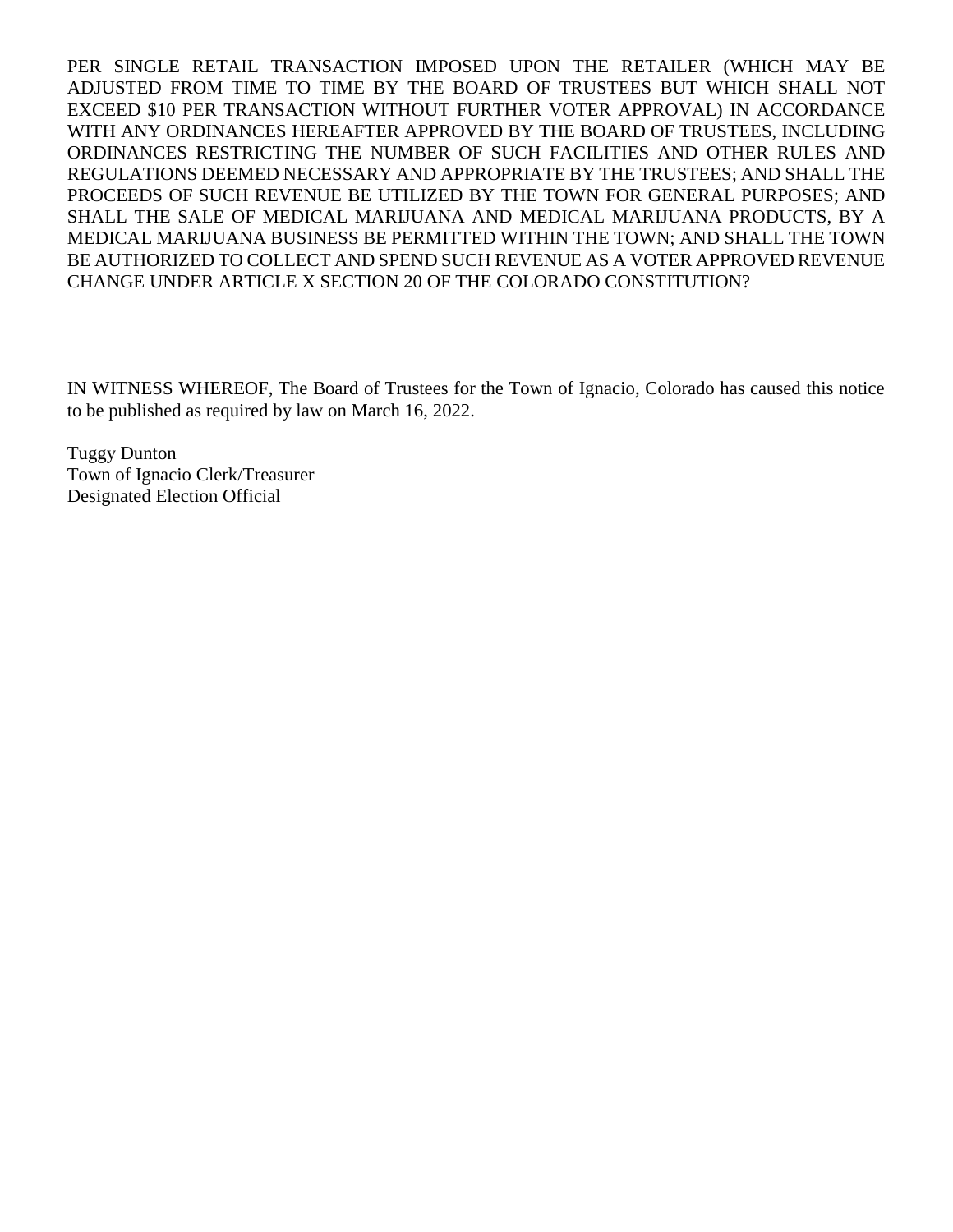PER SINGLE RETAIL TRANSACTION IMPOSED UPON THE RETAILER (WHICH MAY BE ADJUSTED FROM TIME TO TIME BY THE BOARD OF TRUSTEES BUT WHICH SHALL NOT EXCEED $10 PER TRANSACTION WITHOUT FURTHER VOTER APPROVAL) IN ACCORDANCE WITH ANY ORDINANCES HEREAFTER APPROVED BY THE BOARD OF TRUSTEES, INCLUDING ORDINANCES RESTRICTING THE NUMBER OF SUCH FACILITIES AND OTHER RULES AND REGULATIONS DEEMED NECESSARY AND APPROPRIATE BY THE TRUSTEES; AND SHALL THE PROCEEDS OF SUCH REVENUE BE UTILIZED BY THE TOWN FOR GENERAL PURPOSES; AND SHALL THE SALE OF MEDICAL MARIJUANA AND MEDICAL MARIJUANA PRODUCTS, BY A MEDICAL MARIJUANA BUSINESS BE PERMITTED WITHIN THE TOWN; AND SHALL THE TOWN BE AUTHORIZED TO COLLECT AND SPEND SUCH REVENUE AS A VOTER APPROVED REVENUE CHANGE UNDER ARTICLE X SECTION 20 OF THE COLORADO CONSTITUTION?

IN WITNESS WHEREOF, The Board of Trustees for the Town of Ignacio, Colorado has caused this notice to be published as required by law on March 16, 2022.

Tuggy Dunton
Town of Ignacio Clerk/Treasurer
Designated Election Official